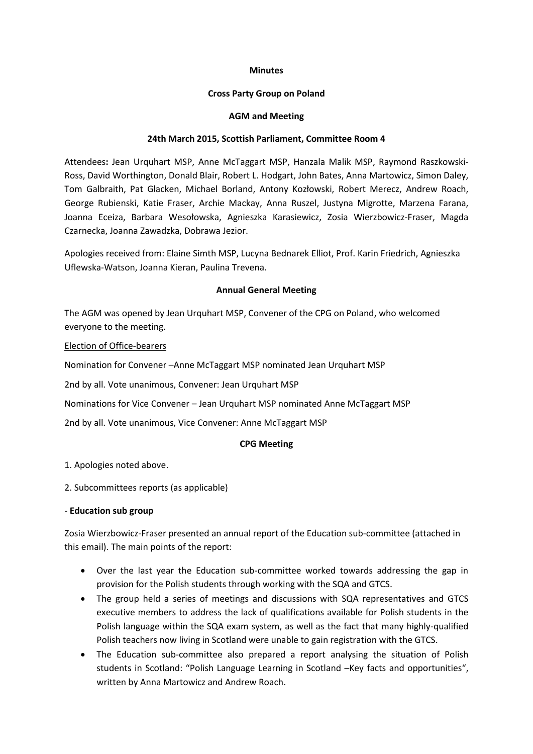**Minutes**

**Cross Party Group on Poland**

**AGM and Meeting**

**24th March 2015, Scottish Parliament, Committee Room 4**

Attendees**:** Jean Urquhart MSP, Anne McTaggart MSP, Hanzala Malik MSP, Raymond Raszkowski-Ross, David Worthington, Donald Blair, Robert L. Hodgart, John Bates, Anna Martowicz, Simon Daley, Tom Galbraith, Pat Glacken, Michael Borland, Antony Kozłowski, Robert Merecz, Andrew Roach, George Rubienski, Katie Fraser, Archie Mackay, Anna Ruszel, Justyna Migrotte, Marzena Farana, Joanna Eceiza, Barbara Wesołowska, Agnieszka Karasiewicz, Zosia Wierzbowicz-Fraser, Magda Czarnecka, Joanna Zawadzka, Dobrawa Jezior.

Apologies received from: Elaine Simth MSP, Lucyna Bednarek Elliot, Prof. Karin Friedrich, Agnieszka Uflewska-Watson, Joanna Kieran, Paulina Trevena.

**Annual General Meeting**

The AGM was opened by Jean Urquhart MSP, Convener of the CPG on Poland, who welcomed everyone to the meeting.

<u>Election of Office-bearers</u>

Nomination for Convener –Anne McTaggart MSP nominated Jean Urquhart MSP

2nd by all. Vote unanimous, Convener: Jean Urquhart MSP

Nominations for Vice Convener – Jean Urquhart MSP nominated Anne McTaggart MSP

2nd by all. Vote unanimous, Vice Convener: Anne McTaggart MSP

**CPG Meeting**

1. Apologies noted above.

2. Subcommittees reports (as applicable)

- **Education sub group**

Zosia Wierzbowicz-Fraser presented an annual report of the Education sub-committee (attached in this email). The main points of the report:

- Over the last year the Education sub-committee worked towards addressing the gap in provision for the Polish students through working with the SQA and GTCS.
- The group held a series of meetings and discussions with SQA representatives and GTCS executive members to address the lack of qualifications available for Polish students in the Polish language within the SQA exam system, as well as the fact that many highly-qualified Polish teachers now living in Scotland were unable to gain registration with the GTCS.
- The Education sub-committee also prepared a report analysing the situation of Polish students in Scotland: "Polish Language Learning in Scotland –Key facts and opportunities", written by Anna Martowicz and Andrew Roach.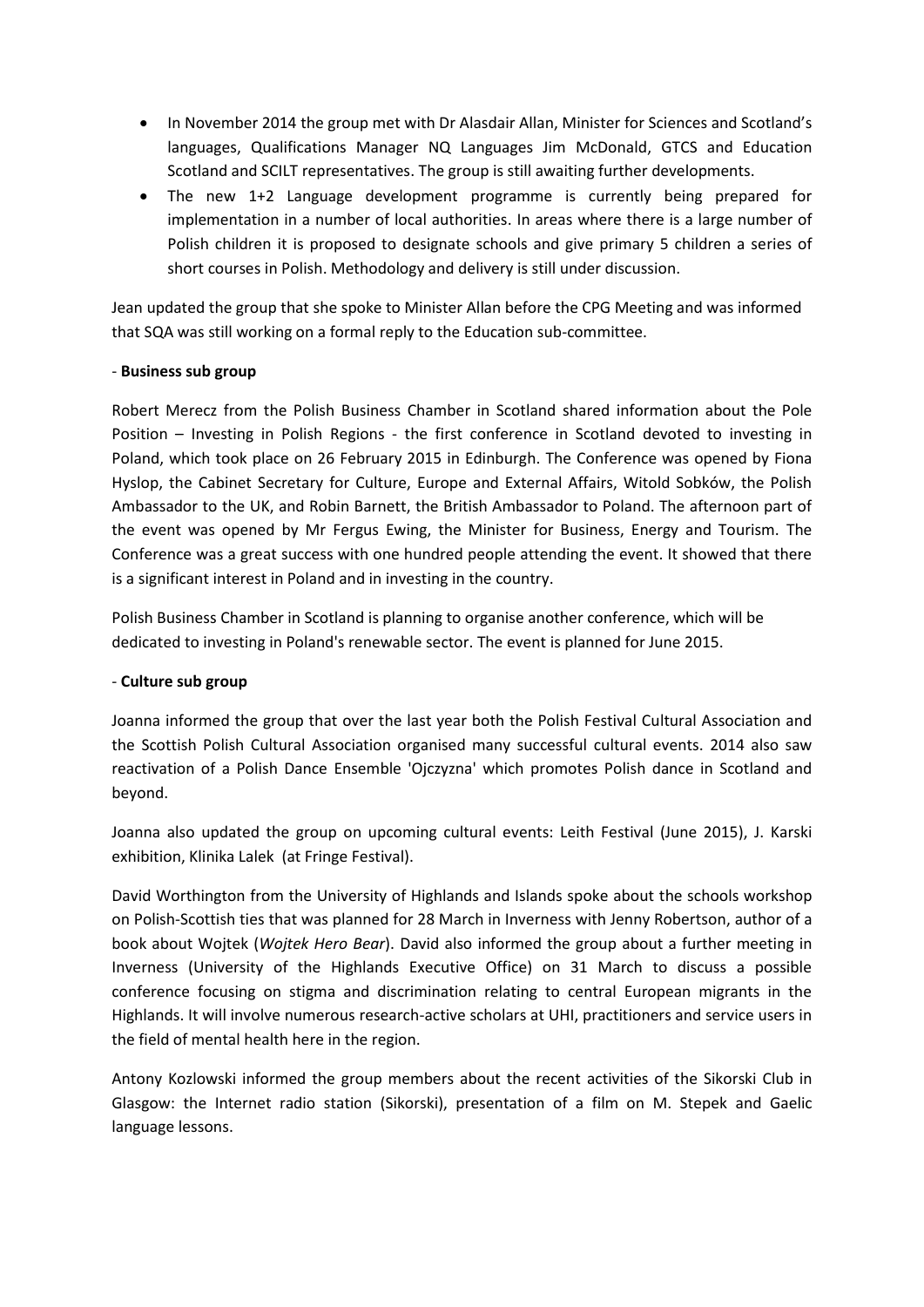- In November 2014 the group met with Dr Alasdair Allan, Minister for Sciences and Scotland's languages, Qualifications Manager NQ Languages Jim McDonald, GTCS and Education Scotland and SCILT representatives. The group is still awaiting further developments.
- The new 1+2 Language development programme is currently being prepared for implementation in a number of local authorities. In areas where there is a large number of Polish children it is proposed to designate schools and give primary 5 children a series of short courses in Polish. Methodology and delivery is still under discussion.

Jean updated the group that she spoke to Minister Allan before the CPG Meeting and was informed that SQA was still working on a formal reply to the Education sub-committee.

- **Business sub group**

Robert Merecz from the Polish Business Chamber in Scotland shared information about the Pole Position – Investing in Polish Regions - the first conference in Scotland devoted to investing in Poland, which took place on 26 February 2015 in Edinburgh. The Conference was opened by Fiona Hyslop, the Cabinet Secretary for Culture, Europe and External Affairs, Witold Sobków, the Polish Ambassador to the UK, and Robin Barnett, the British Ambassador to Poland. The afternoon part of the event was opened by Mr Fergus Ewing, the Minister for Business, Energy and Tourism. The Conference was a great success with one hundred people attending the event. It showed that there is a significant interest in Poland and in investing in the country.

Polish Business Chamber in Scotland is planning to organise another conference, which will be dedicated to investing in Poland's renewable sector. The event is planned for June 2015.

- **Culture sub group**

Joanna informed the group that over the last year both the Polish Festival Cultural Association and the Scottish Polish Cultural Association organised many successful cultural events. 2014 also saw reactivation of a Polish Dance Ensemble 'Ojczyzna' which promotes Polish dance in Scotland and beyond.

Joanna also updated the group on upcoming cultural events: Leith Festival (June 2015), J. Karski exhibition, Klinika Lalek (at Fringe Festival).

David Worthington from the University of Highlands and Islands spoke about the schools workshop on Polish-Scottish ties that was planned for 28 March in Inverness with Jenny Robertson, author of a book about Wojtek (*Wojtek Hero Bear*). David also informed the group about a further meeting in Inverness (University of the Highlands Executive Office) on 31 March to discuss a possible conference focusing on stigma and discrimination relating to central European migrants in the Highlands. It will involve numerous research-active scholars at UHI, practitioners and service users in the field of mental health here in the region.

Antony Kozlowski informed the group members about the recent activities of the Sikorski Club in Glasgow: the Internet radio station (Sikorski), presentation of a film on M. Stepek and Gaelic language lessons.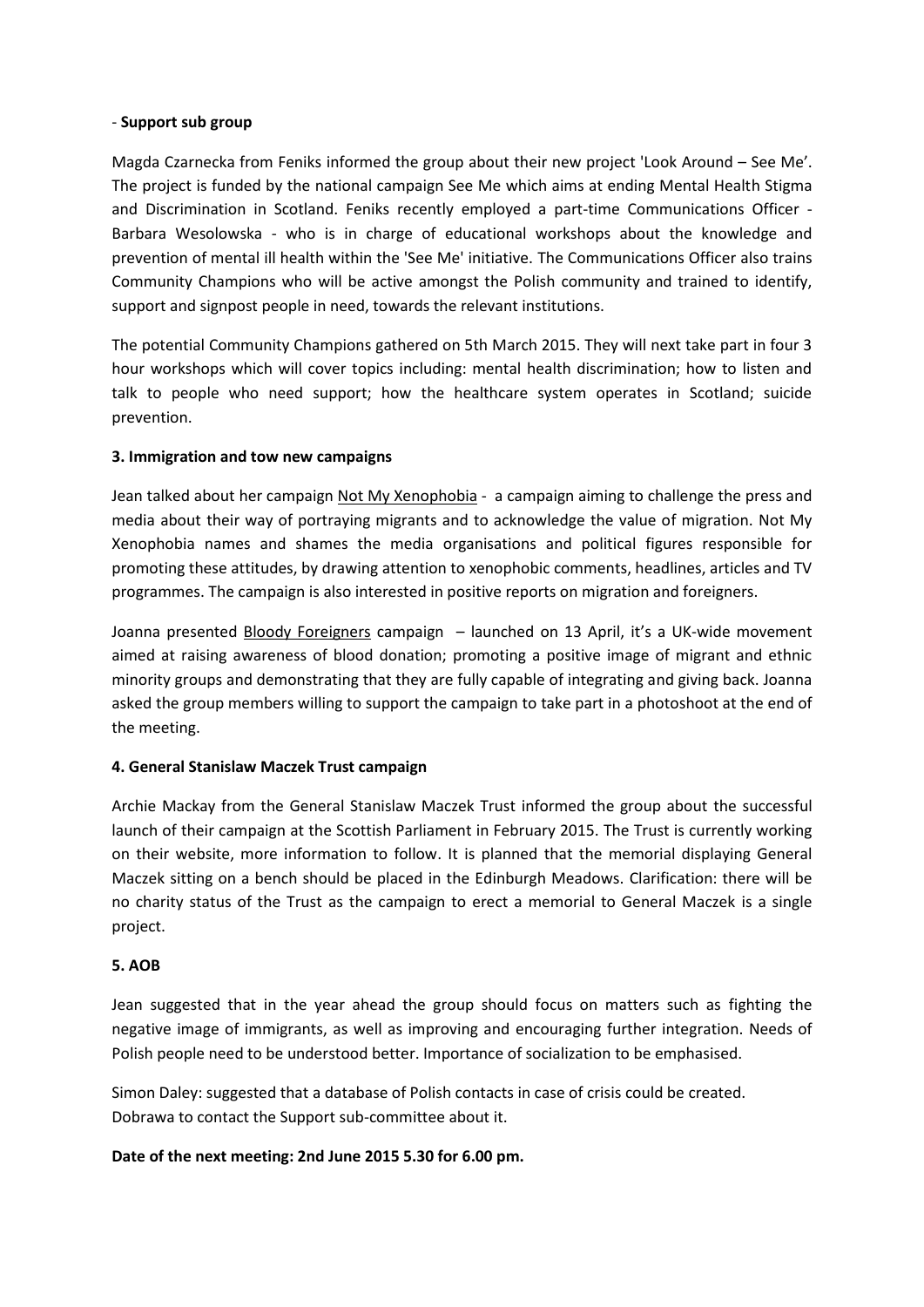- **Support sub group**

Magda Czarnecka from Feniks informed the group about their new project 'Look Around – See Me'. The project is funded by the national campaign See Me which aims at ending Mental Health Stigma and Discrimination in Scotland. Feniks recently employed a part-time Communications Officer - Barbara Wesolowska - who is in charge of educational workshops about the knowledge and prevention of mental ill health within the 'See Me' initiative. The Communications Officer also trains Community Champions who will be active amongst the Polish community and trained to identify, support and signpost people in need, towards the relevant institutions.

The potential Community Champions gathered on 5th March 2015. They will next take part in four 3 hour workshops which will cover topics including: mental health discrimination; how to listen and talk to people who need support; how the healthcare system operates in Scotland; suicide prevention.

**3. Immigration and tow new campaigns**

Jean talked about her campaign Not My Xenophobia - a campaign aiming to challenge the press and media about their way of portraying migrants and to acknowledge the value of migration. Not My Xenophobia names and shames the media organisations and political figures responsible for promoting these attitudes, by drawing attention to xenophobic comments, headlines, articles and TV programmes. The campaign is also interested in positive reports on migration and foreigners.

Joanna presented Bloody Foreigners campaign – launched on 13 April, it's a UK-wide movement aimed at raising awareness of blood donation; promoting a positive image of migrant and ethnic minority groups and demonstrating that they are fully capable of integrating and giving back. Joanna asked the group members willing to support the campaign to take part in a photoshoot at the end of the meeting.

**4. General Stanislaw Maczek Trust campaign**

Archie Mackay from the General Stanislaw Maczek Trust informed the group about the successful launch of their campaign at the Scottish Parliament in February 2015. The Trust is currently working on their website, more information to follow. It is planned that the memorial displaying General Maczek sitting on a bench should be placed in the Edinburgh Meadows. Clarification: there will be no charity status of the Trust as the campaign to erect a memorial to General Maczek is a single project.

**5. AOB**

Jean suggested that in the year ahead the group should focus on matters such as fighting the negative image of immigrants, as well as improving and encouraging further integration. Needs of Polish people need to be understood better. Importance of socialization to be emphasised.

Simon Daley: suggested that a database of Polish contacts in case of crisis could be created.
Dobrawa to contact the Support sub-committee about it.

**Date of the next meeting: 2nd June 2015 5.30 for 6.00 pm.**